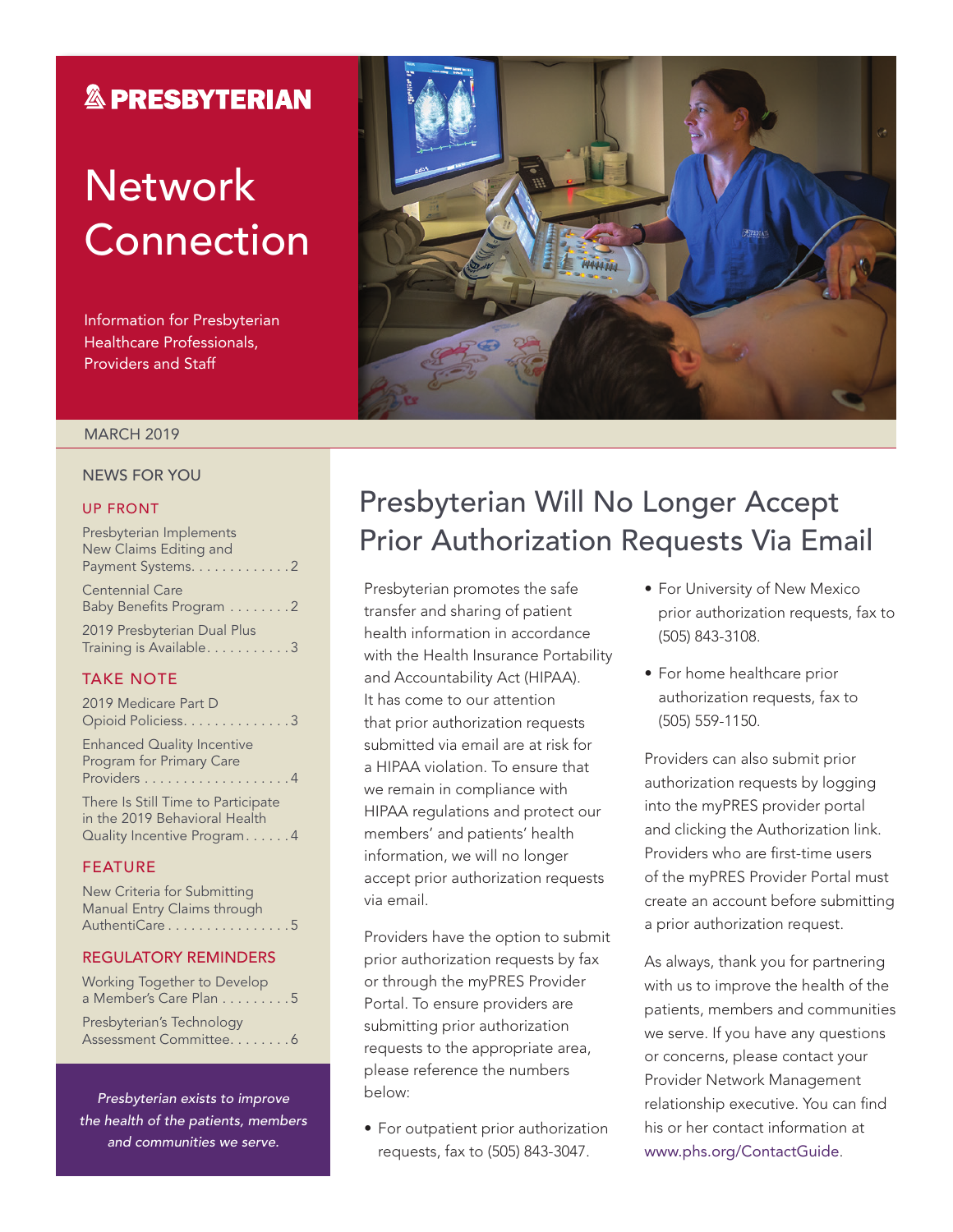**PRESBYTERIAN**

# Network Connection

Information for Presbyterian Healthcare Professionals, Providers and Staff

MARCH 2019

## NEWS FOR YOU

### UP FRONT

Presbyterian Implements New Claims Editing and Payment Systems. . . . . . . . . . . . . 2

Centennial Care Baby Benefits Program . . . . . . . . 2

2019 Presbyterian Dual Plus Training is Available. . . . . . . . . . . 3

### TAKE NOTE

2019 Medicare Part D Opioid Policiess. . . . . . . . . . . . . . 3

Enhanced Quality Incentive Program for Primary Care Providers . . . . . . . . . . . . . . . . . . . 4

There Is Still Time to Participate in the 2019 Behavioral Health Quality Incentive Program. . . . . . 4

### FEATURE

New Criteria for Submitting Manual Entry Claims through AuthentiCare . . . . . . . . . . . . . . . . 5

### REGULATORY REMINDERS

Working Together to Develop a Member's Care Plan . . . . . . . . . 5

Presbyterian's Technology Assessment Committee. . . . . . . . 6

*Presbyterian exists to improve the health of the patients, members and communities we serve.*

# Presbyterian Will No Longer Accept Prior Authorization Requests Via Email

Presbyterian promotes the safe transfer and sharing of patient health information in accordance with the Health Insurance Portability and Accountability Act (HIPAA). It has come to our attention that prior authorization requests submitted via email are at risk for a HIPAA violation. To ensure that we remain in compliance with HIPAA regulations and protect our members' and patients' health information, we will no longer accept prior authorization requests via email.

Providers have the option to submit prior authorization requests by fax or through the myPRES Provider Portal. To ensure providers are submitting prior authorization requests to the appropriate area, please reference the numbers below:

- For outpatient prior authorization requests, fax to (505) 843-3047.
- For University of New Mexico prior authorization requests, fax to (505) 843-3108.
- For home healthcare prior authorization requests, fax to (505) 559-1150.

Providers can also submit prior authorization requests by logging into the myPRES provider portal and clicking the Authorization link. Providers who are first-time users of the myPRES Provider Portal must create an account before submitting a prior authorization request.

As always, thank you for partnering with us to improve the health of the patients, members and communities we serve. If you have any questions or concerns, please contact your Provider Network Management relationship executive. You can find his or her contact information at www.phs.org/ContactGuide.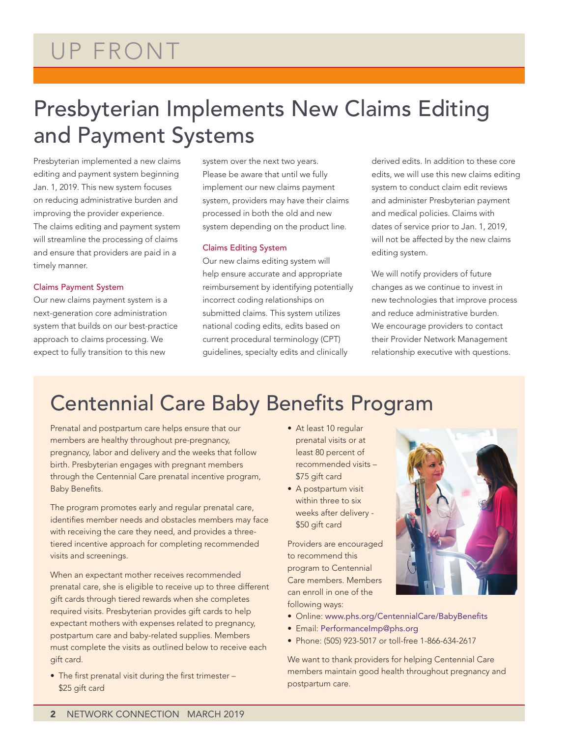# UP FRONT

## Presbyterian Implements New Claims Editing and Payment Systems

Presbyterian implemented a new claims editing and payment system beginning Jan. 1, 2019. This new system focuses on reducing administrative burden and improving the provider experience. The claims editing and payment system will streamline the processing of claims and ensure that providers are paid in a timely manner.

### Claims Payment System

Our new claims payment system is a next-generation core administration system that builds on our best-practice approach to claims processing. We expect to fully transition to this new system over the next two years. Please be aware that until we fully implement our new claims payment system, providers may have their claims processed in both the old and new system depending on the product line.

### Claims Editing System

Our new claims editing system will help ensure accurate and appropriate reimbursement by identifying potentially incorrect coding relationships on submitted claims. This system utilizes national coding edits, edits based on current procedural terminology (CPT) guidelines, specialty edits and clinically derived edits. In addition to these core edits, we will use this new claims editing system to conduct claim edit reviews and administer Presbyterian payment and medical policies. Claims with dates of service prior to Jan. 1, 2019, will not be affected by the new claims editing system.

We will notify providers of future changes as we continue to invest in new technologies that improve process and reduce administrative burden. We encourage providers to contact their Provider Network Management relationship executive with questions.

## Centennial Care Baby Benefits Program

Prenatal and postpartum care helps ensure that our members are healthy throughout pre-pregnancy, pregnancy, labor and delivery and the weeks that follow birth. Presbyterian engages with pregnant members through the Centennial Care prenatal incentive program, Baby Benefits.

The program promotes early and regular prenatal care, identifies member needs and obstacles members may face with receiving the care they need, and provides a three-tiered incentive approach for completing recommended visits and screenings.

When an expectant mother receives recommended prenatal care, she is eligible to receive up to three different gift cards through tiered rewards when she completes required visits. Presbyterian provides gift cards to help expectant mothers with expenses related to pregnancy, postpartum care and baby-related supplies. Members must complete the visits as outlined below to receive each gift card.

- The first prenatal visit during the first trimester – $25 gift card
- At least 10 regular prenatal visits or at least 80 percent of recommended visits – $75 gift card
- A postpartum visit within three to six weeks after delivery - $50 gift card

Providers are encouraged to recommend this program to Centennial Care members. Members can enroll in one of the following ways:

- Online: www.phs.org/CentennialCare/BabyBenefits
- Email: PerformanceImp@phs.org
- Phone: (505) 923-5017 or toll-free 1-866-634-2617

We want to thank providers for helping Centennial Care members maintain good health throughout pregnancy and postpartum care.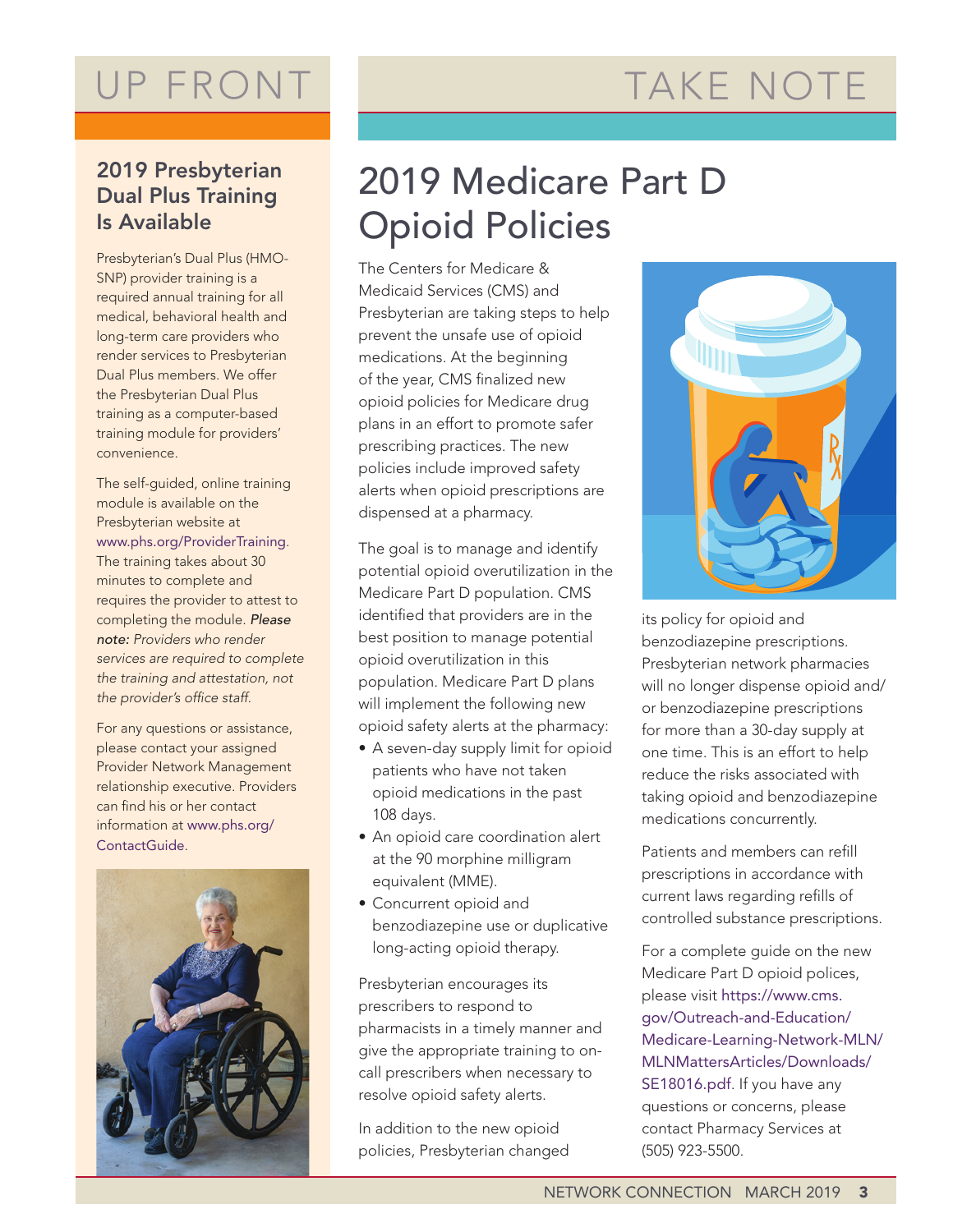# UP FRONT

## 2019 Presbyterian Dual Plus Training Is Available

Presbyterian's Dual Plus (HMO-SNP) provider training is a required annual training for all medical, behavioral health and long-term care providers who render services to Presbyterian Dual Plus members. We offer the Presbyterian Dual Plus training as a computer-based training module for providers' convenience.

The self-guided, online training module is available on the Presbyterian website at www.phs.org/ProviderTraining. The training takes about 30 minutes to complete and requires the provider to attest to completing the module. ***Please note:*** *Providers who render services are required to complete the training and attestation, not the provider's office staff.*

For any questions or assistance, please contact your assigned Provider Network Management relationship executive. Providers can find his or her contact information at www.phs.org/ContactGuide.

# TAKE NOTE

## 2019 Medicare Part D Opioid Policies

The Centers for Medicare & Medicaid Services (CMS) and Presbyterian are taking steps to help prevent the unsafe use of opioid medications. At the beginning of the year, CMS finalized new opioid policies for Medicare drug plans in an effort to promote safer prescribing practices. The new policies include improved safety alerts when opioid prescriptions are dispensed at a pharmacy.

The goal is to manage and identify potential opioid overutilization in the Medicare Part D population. CMS identified that providers are in the best position to manage potential opioid overutilization in this population. Medicare Part D plans will implement the following new opioid safety alerts at the pharmacy:

- A seven-day supply limit for opioid patients who have not taken opioid medications in the past 108 days.
- An opioid care coordination alert at the 90 morphine milligram equivalent (MME).
- Concurrent opioid and benzodiazepine use or duplicative long-acting opioid therapy.

Presbyterian encourages its prescribers to respond to pharmacists in a timely manner and give the appropriate training to on-call prescribers when necessary to resolve opioid safety alerts.

In addition to the new opioid policies, Presbyterian changed its policy for opioid and benzodiazepine prescriptions. Presbyterian network pharmacies will no longer dispense opioid and/or benzodiazepine prescriptions for more than a 30-day supply at one time. This is an effort to help reduce the risks associated with taking opioid and benzodiazepine medications concurrently.

Patients and members can refill prescriptions in accordance with current laws regarding refills of controlled substance prescriptions.

For a complete guide on the new Medicare Part D opioid polices, please visit https://www.cms.gov/Outreach-and-Education/Medicare-Learning-Network-MLN/MLNMattersArticles/Downloads/SE18016.pdf. If you have any questions or concerns, please contact Pharmacy Services at (505) 923-5500.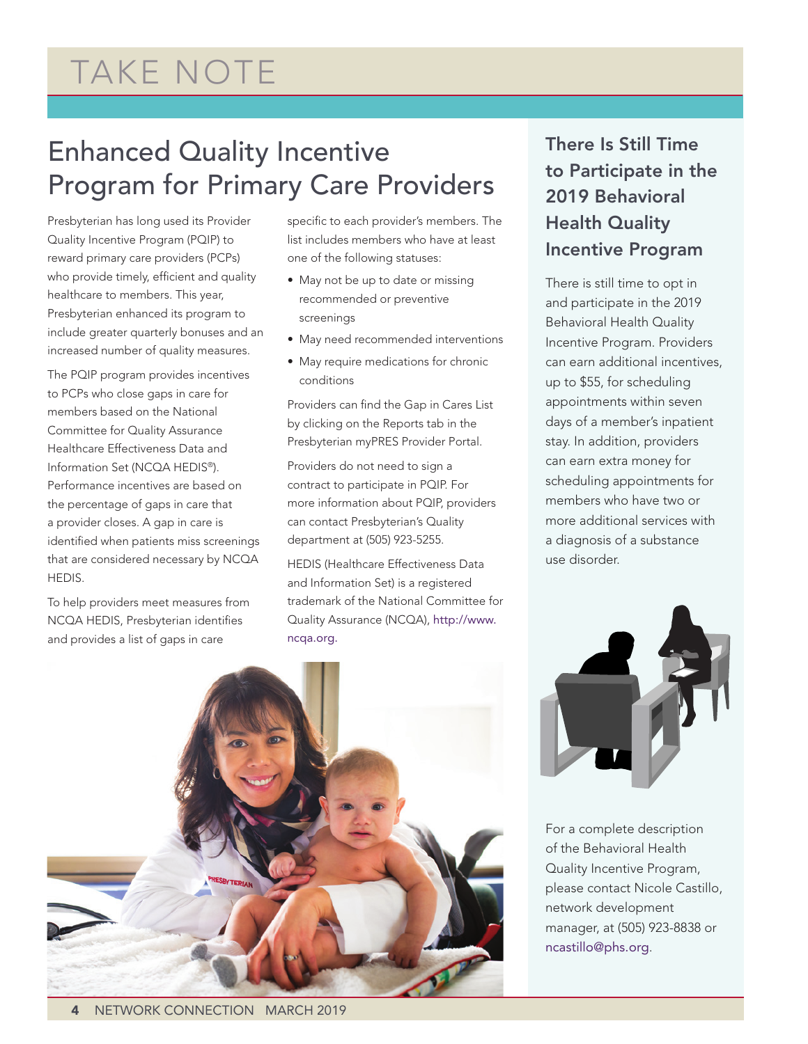# TAKE NOTE

## Enhanced Quality Incentive Program for Primary Care Providers

Presbyterian has long used its Provider Quality Incentive Program (PQIP) to reward primary care providers (PCPs) who provide timely, efficient and quality healthcare to members. This year, Presbyterian enhanced its program to include greater quarterly bonuses and an increased number of quality measures.

The PQIP program provides incentives to PCPs who close gaps in care for members based on the National Committee for Quality Assurance Healthcare Effectiveness Data and Information Set (NCQA HEDIS®). Performance incentives are based on the percentage of gaps in care that a provider closes. A gap in care is identified when patients miss screenings that are considered necessary by NCQA HEDIS.

To help providers meet measures from NCQA HEDIS, Presbyterian identifies and provides a list of gaps in care specific to each provider's members. The list includes members who have at least one of the following statuses:

- May not be up to date or missing recommended or preventive screenings
- May need recommended interventions
- May require medications for chronic conditions

Providers can find the Gap in Cares List by clicking on the Reports tab in the Presbyterian myPRES Provider Portal.

Providers do not need to sign a contract to participate in PQIP. For more information about PQIP, providers can contact Presbyterian's Quality department at (505) 923-5255.

HEDIS (Healthcare Effectiveness Data and Information Set) is a registered trademark of the National Committee for Quality Assurance (NCQA), http://www.ncqa.org.

## There Is Still Time to Participate in the 2019 Behavioral Health Quality Incentive Program

There is still time to opt in and participate in the 2019 Behavioral Health Quality Incentive Program. Providers can earn additional incentives, up to $55, for scheduling appointments within seven days of a member's inpatient stay. In addition, providers can earn extra money for scheduling appointments for members who have two or more additional services with a diagnosis of a substance use disorder.

For a complete description of the Behavioral Health Quality Incentive Program, please contact Nicole Castillo, network development manager, at (505) 923-8838 or ncastillo@phs.org.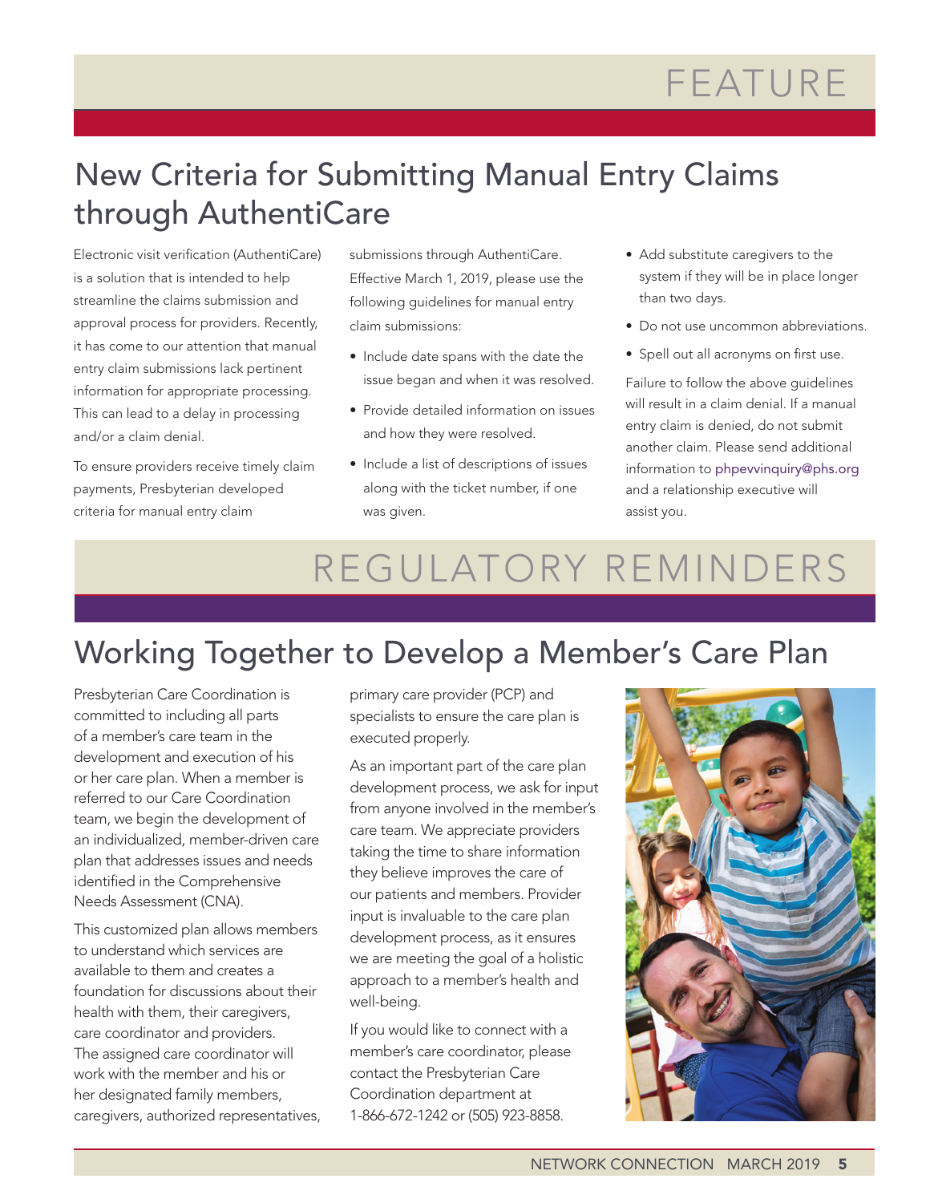# FEATURE

## New Criteria for Submitting Manual Entry Claims through AuthentiCare

Electronic visit verification (AuthentiCare) is a solution that is intended to help streamline the claims submission and approval process for providers. Recently, it has come to our attention that manual entry claim submissions lack pertinent information for appropriate processing. This can lead to a delay in processing and/or a claim denial.

To ensure providers receive timely claim payments, Presbyterian developed criteria for manual entry claim submissions through AuthentiCare. Effective March 1, 2019, please use the following guidelines for manual entry claim submissions:

- Include date spans with the date the issue began and when it was resolved.
- Provide detailed information on issues and how they were resolved.
- Include a list of descriptions of issues along with the ticket number, if one was given.
- Add substitute caregivers to the system if they will be in place longer than two days.
- Do not use uncommon abbreviations.
- Spell out all acronyms on first use.

Failure to follow the above guidelines will result in a claim denial. If a manual entry claim is denied, do not submit another claim. Please send additional information to phpevvinquiry@phs.org and a relationship executive will assist you.

# REGULATORY REMINDERS

## Working Together to Develop a Member's Care Plan

Presbyterian Care Coordination is committed to including all parts of a member's care team in the development and execution of his or her care plan. When a member is referred to our Care Coordination team, we begin the development of an individualized, member-driven care plan that addresses issues and needs identified in the Comprehensive Needs Assessment (CNA).

This customized plan allows members to understand which services are available to them and creates a foundation for discussions about their health with them, their caregivers, care coordinator and providers. The assigned care coordinator will work with the member and his or her designated family members, caregivers, authorized representatives, primary care provider (PCP) and specialists to ensure the care plan is executed properly.

As an important part of the care plan development process, we ask for input from anyone involved in the member's care team. We appreciate providers taking the time to share information they believe improves the care of our patients and members. Provider input is invaluable to the care plan development process, as it ensures we are meeting the goal of a holistic approach to a member's health and well-being.

If you would like to connect with a member's care coordinator, please contact the Presbyterian Care Coordination department at 1-866-672-1242 or (505) 923-8858.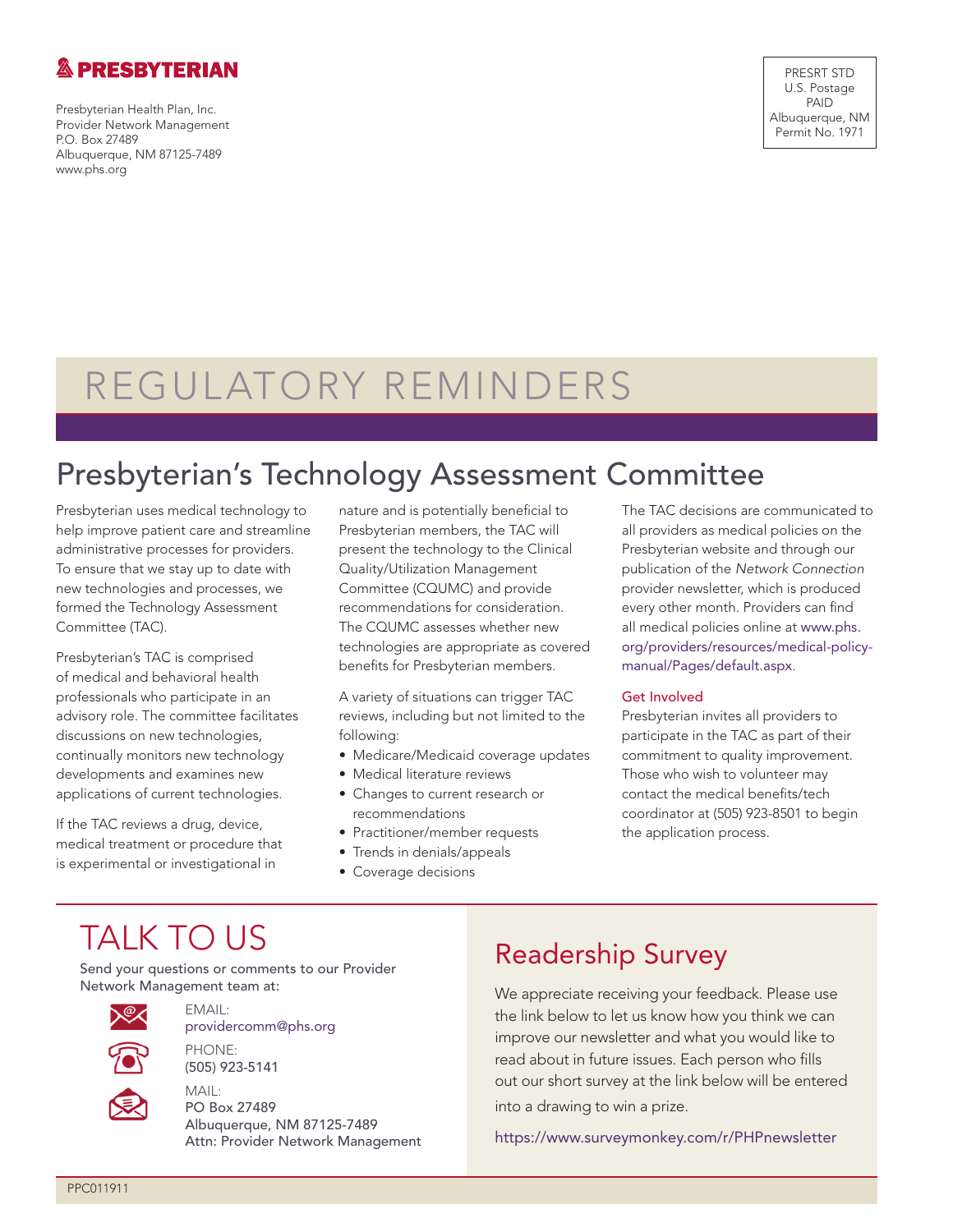**PRESBYTERIAN**

Presbyterian Health Plan, Inc.
Provider Network Management
P.O. Box 27489
Albuquerque, NM 87125-7489
www.phs.org

PRESRT STD
U.S. Postage
PAID
Albuquerque, NM
Permit No. 1971

# REGULATORY REMINDERS

## Presbyterian's Technology Assessment Committee

Presbyterian uses medical technology to help improve patient care and streamline administrative processes for providers. To ensure that we stay up to date with new technologies and processes, we formed the Technology Assessment Committee (TAC).

Presbyterian's TAC is comprised of medical and behavioral health professionals who participate in an advisory role. The committee facilitates discussions on new technologies, continually monitors new technology developments and examines new applications of current technologies.

If the TAC reviews a drug, device, medical treatment or procedure that is experimental or investigational in nature and is potentially beneficial to Presbyterian members, the TAC will present the technology to the Clinical Quality/Utilization Management Committee (CQUMC) and provide recommendations for consideration. The CQUMC assesses whether new technologies are appropriate as covered benefits for Presbyterian members.

A variety of situations can trigger TAC reviews, including but not limited to the following:

- Medicare/Medicaid coverage updates
- Medical literature reviews
- Changes to current research or recommendations
- Practitioner/member requests
- Trends in denials/appeals
- Coverage decisions

The TAC decisions are communicated to all providers as medical policies on the Presbyterian website and through our publication of the *Network Connection* provider newsletter, which is produced every other month. Providers can find all medical policies online at www.phs.org/providers/resources/medical-policy-manual/Pages/default.aspx.

### Get Involved

Presbyterian invites all providers to participate in the TAC as part of their commitment to quality improvement. Those who wish to volunteer may contact the medical benefits/tech coordinator at (505) 923-8501 to begin the application process.

## TALK TO US

Send your questions or comments to our Provider Network Management team at:

EMAIL:
providercomm@phs.org

PHONE:
(505) 923-5141

MAIL:
PO Box 27489
Albuquerque, NM 87125-7489
Attn: Provider Network Management

## Readership Survey

We appreciate receiving your feedback. Please use the link below to let us know how you think we can improve our newsletter and what you would like to read about in future issues. Each person who fills out our short survey at the link below will be entered into a drawing to win a prize.

https://www.surveymonkey.com/r/PHPnewsletter

PPC011911